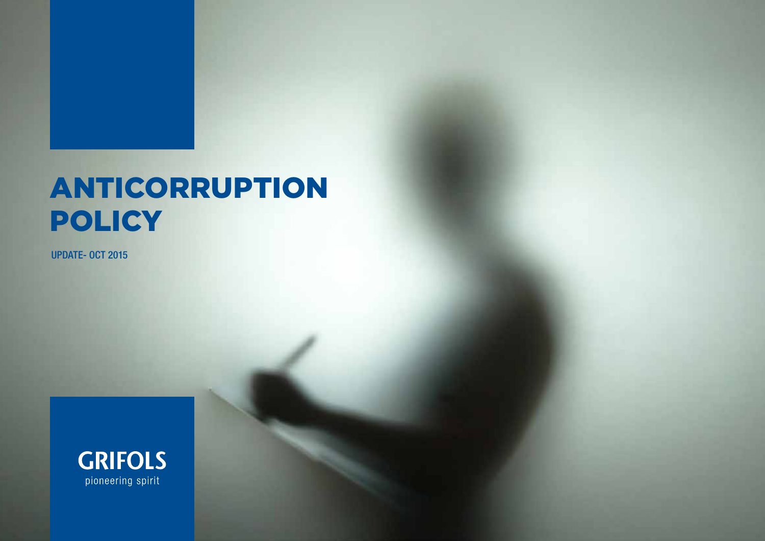# ANTICORRUPTION POLICY

UPDATE- OCT 2015

GRIFOLS

pioneering spirit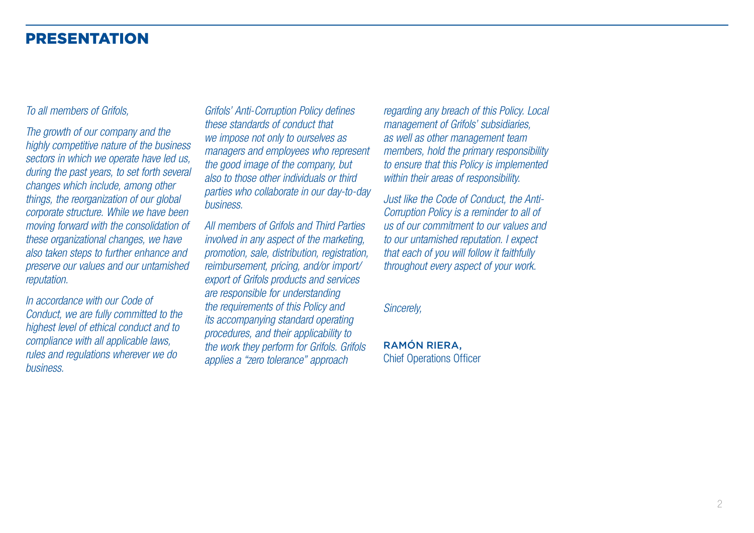# PRESENTATION

*To all members of Grifols,*

*The growth of our company and the highly competitive nature of the business sectors in which we operate have led us, during the past years, to set forth several changes which include, among other things, the reorganization of our global corporate structure. While we have been moving forward with the consolidation of these organizational changes, we have also taken steps to further enhance and preserve our values and our untarnished reputation.*

*In accordance with our Code of Conduct, we are fully committed to the highest level of ethical conduct and to compliance with all applicable laws, rules and regulations wherever we do business.*

*Grifols' Anti-Corruption Policy defines these standards of conduct that we impose not only to ourselves as managers and employees who represent the good image of the company, but also to those other individuals or third parties who collaborate in our day-to-day business.*

*All members of Grifols and Third Parties involved in any aspect of the marketing, promotion, sale, distribution, registration, reimbursement, pricing, and/or import/export of Grifols products and services are responsible for understanding the requirements of this Policy and its accompanying standard operating procedures, and their applicability to the work they perform for Grifols. Grifols applies a "zero tolerance" approach regarding any breach of this Policy. Local management of Grifols' subsidiaries, as well as other management team members, hold the primary responsibility to ensure that this Policy is implemented within their areas of responsibility.*

*Just like the Code of Conduct, the Anti-Corruption Policy is a reminder to all of us of our commitment to our values and to our untarnished reputation. I expect that each of you will follow it faithfully throughout every aspect of your work.*

*Sincerely,*

RAMÓN RIERA,
Chief Operations Officer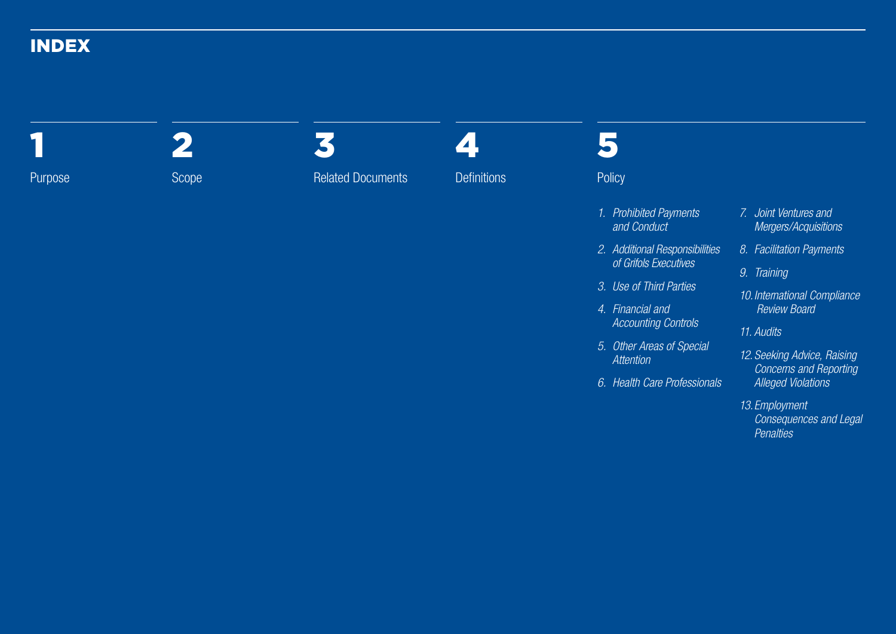# INDEX

**1** Purpose

**2** Scope

**3** Related Documents

**4** Definitions

**5** Policy

1. *Prohibited Payments and Conduct*
2. *Additional Responsibilities of Grifols Executives*
3. *Use of Third Parties*
4. *Financial and Accounting Controls*
5. *Other Areas of Special Attention*
6. *Health Care Professionals*
7. *Joint Ventures and Mergers/Acquisitions*
8. *Facilitation Payments*
9. *Training*
10. *International Compliance Review Board*
11. *Audits*
12. *Seeking Advice, Raising Concerns and Reporting Alleged Violations*
13. *Employment Consequences and Legal Penalties*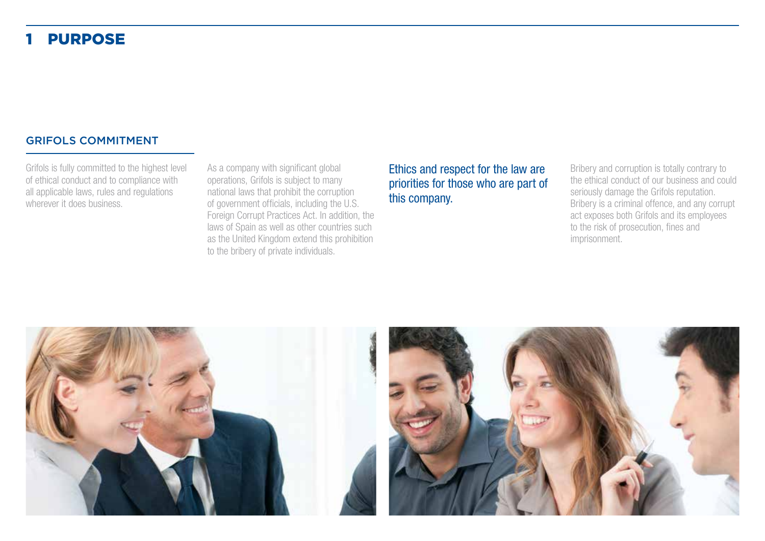# 1 PURPOSE

## GRIFOLS COMMITMENT

Grifols is fully committed to the highest level of ethical conduct and to compliance with all applicable laws, rules and regulations wherever it does business.

As a company with significant global operations, Grifols is subject to many national laws that prohibit the corruption of government officials, including the U.S. Foreign Corrupt Practices Act. In addition, the laws of Spain as well as other countries such as the United Kingdom extend this prohibition to the bribery of private individuals.

Ethics and respect for the law are priorities for those who are part of this company.

Bribery and corruption is totally contrary to the ethical conduct of our business and could seriously damage the Grifols reputation. Bribery is a criminal offence, and any corrupt act exposes both Grifols and its employees to the risk of prosecution, fines and imprisonment.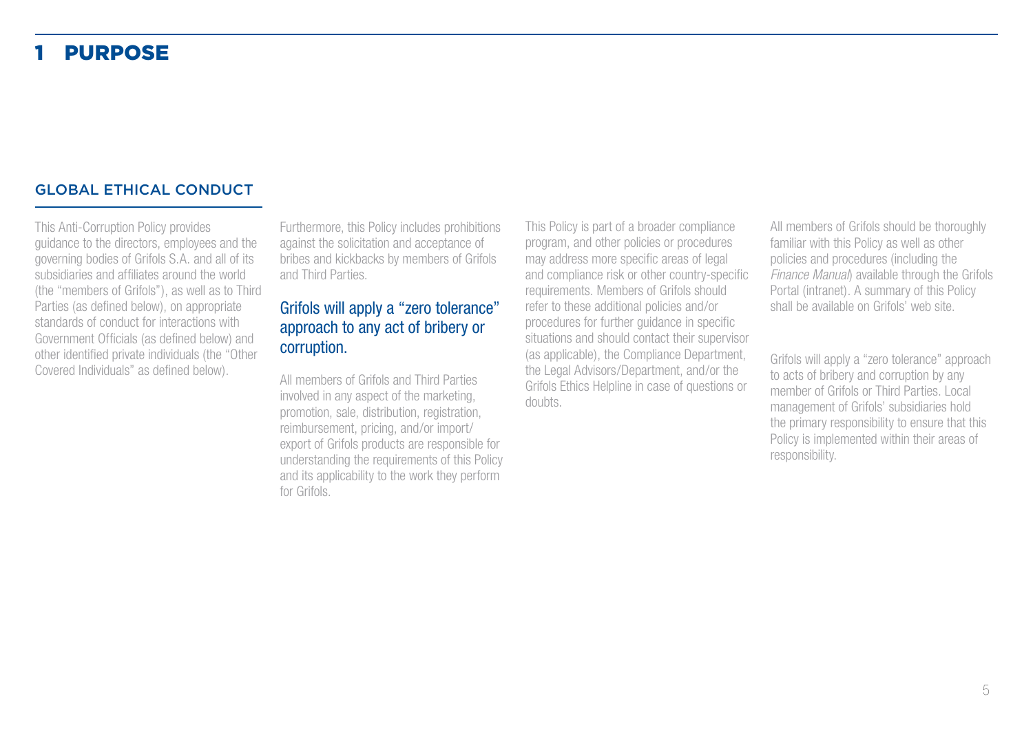# 1 PURPOSE

## GLOBAL ETHICAL CONDUCT

This Anti-Corruption Policy provides guidance to the directors, employees and the governing bodies of Grifols S.A. and all of its subsidiaries and affiliates around the world (the "members of Grifols"), as well as to Third Parties (as defined below), on appropriate standards of conduct for interactions with Government Officials (as defined below) and other identified private individuals (the "Other Covered Individuals" as defined below).

Furthermore, this Policy includes prohibitions against the solicitation and acceptance of bribes and kickbacks by members of Grifols and Third Parties.

### Grifols will apply a "zero tolerance" approach to any act of bribery or corruption.

All members of Grifols and Third Parties involved in any aspect of the marketing, promotion, sale, distribution, registration, reimbursement, pricing, and/or import/export of Grifols products are responsible for understanding the requirements of this Policy and its applicability to the work they perform for Grifols.

This Policy is part of a broader compliance program, and other policies or procedures may address more specific areas of legal and compliance risk or other country-specific requirements. Members of Grifols should refer to these additional policies and/or procedures for further guidance in specific situations and should contact their supervisor (as applicable), the Compliance Department, the Legal Advisors/Department, and/or the Grifols Ethics Helpline in case of questions or doubts.

All members of Grifols should be thoroughly familiar with this Policy as well as other policies and procedures (including the *Finance Manual*) available through the Grifols Portal (intranet). A summary of this Policy shall be available on Grifols' web site.

Grifols will apply a "zero tolerance" approach to acts of bribery and corruption by any member of Grifols or Third Parties. Local management of Grifols' subsidiaries hold the primary responsibility to ensure that this Policy is implemented within their areas of responsibility.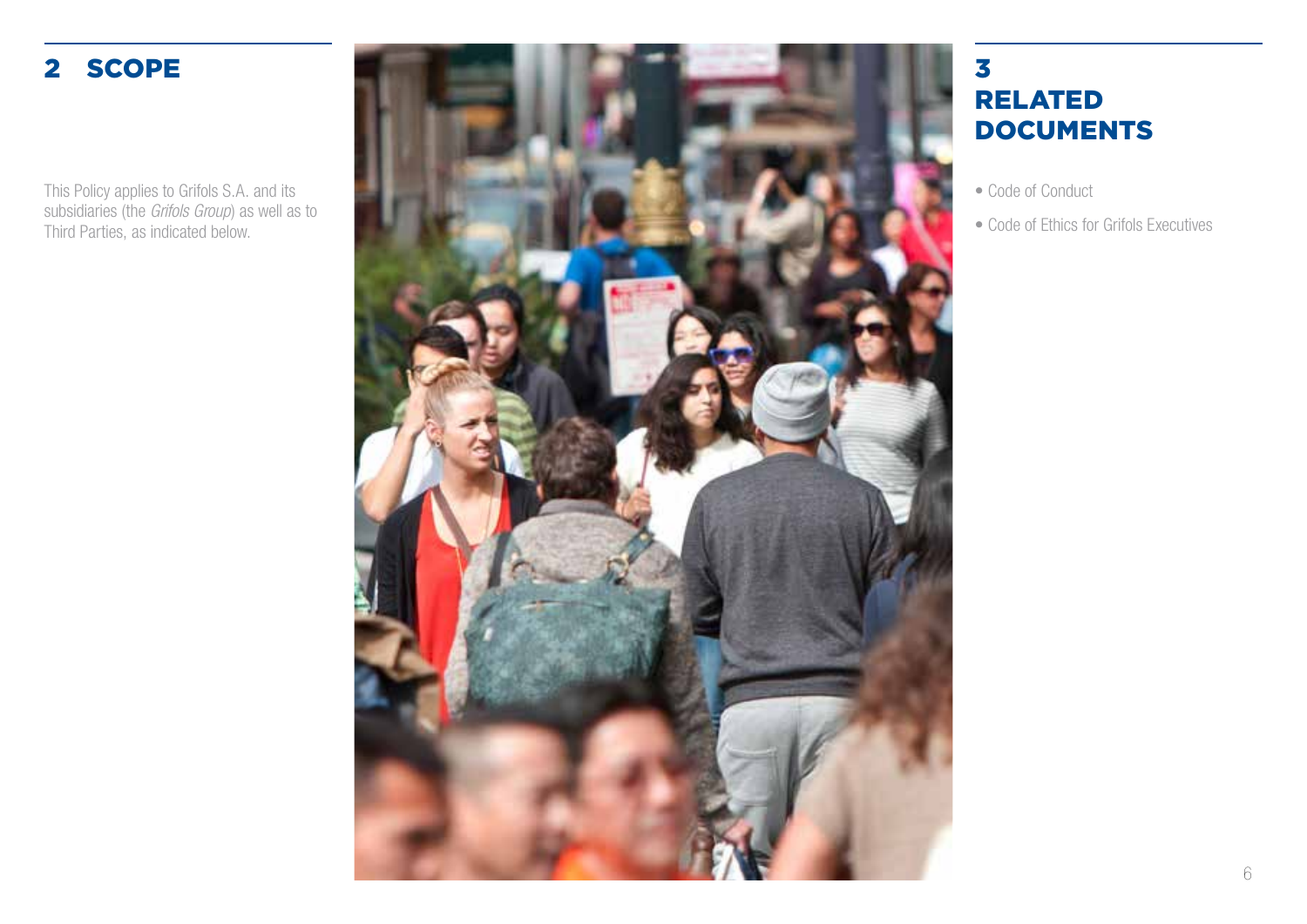## 2 SCOPE

This Policy applies to Grifols S.A. and its subsidiaries (the *Grifols Group*) as well as to Third Parties, as indicated below.

## 3 RELATED DOCUMENTS

- Code of Conduct
- Code of Ethics for Grifols Executives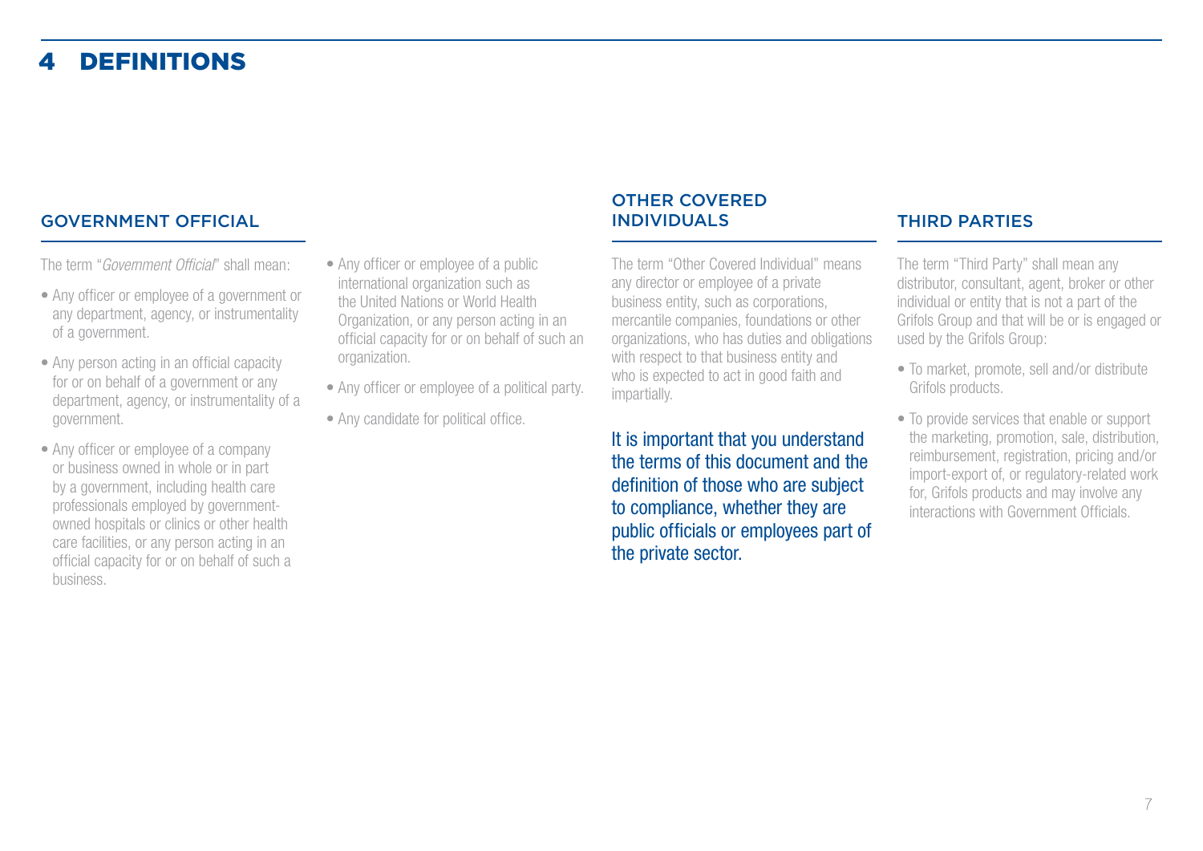# 4 DEFINITIONS

## GOVERNMENT OFFICIAL

The term "*Government Official*" shall mean:

- Any officer or employee of a government or any department, agency, or instrumentality of a government.
- Any person acting in an official capacity for or on behalf of a government or any department, agency, or instrumentality of a government.
- Any officer or employee of a company or business owned in whole or in part by a government, including health care professionals employed by government-owned hospitals or clinics or other health care facilities, or any person acting in an official capacity for or on behalf of such a business.
- Any officer or employee of a public international organization such as the United Nations or World Health Organization, or any person acting in an official capacity for or on behalf of such an organization.
- Any officer or employee of a political party.
- Any candidate for political office.

## OTHER COVERED INDIVIDUALS

The term "Other Covered Individual" means any director or employee of a private business entity, such as corporations, mercantile companies, foundations or other organizations, who has duties and obligations with respect to that business entity and who is expected to act in good faith and impartially.

It is important that you understand the terms of this document and the definition of those who are subject to compliance, whether they are public officials or employees part of the private sector.

## THIRD PARTIES

The term "Third Party" shall mean any distributor, consultant, agent, broker or other individual or entity that is not a part of the Grifols Group and that will be or is engaged or used by the Grifols Group:

- To market, promote, sell and/or distribute Grifols products.
- To provide services that enable or support the marketing, promotion, sale, distribution, reimbursement, registration, pricing and/or import-export of, or regulatory-related work for, Grifols products and may involve any interactions with Government Officials.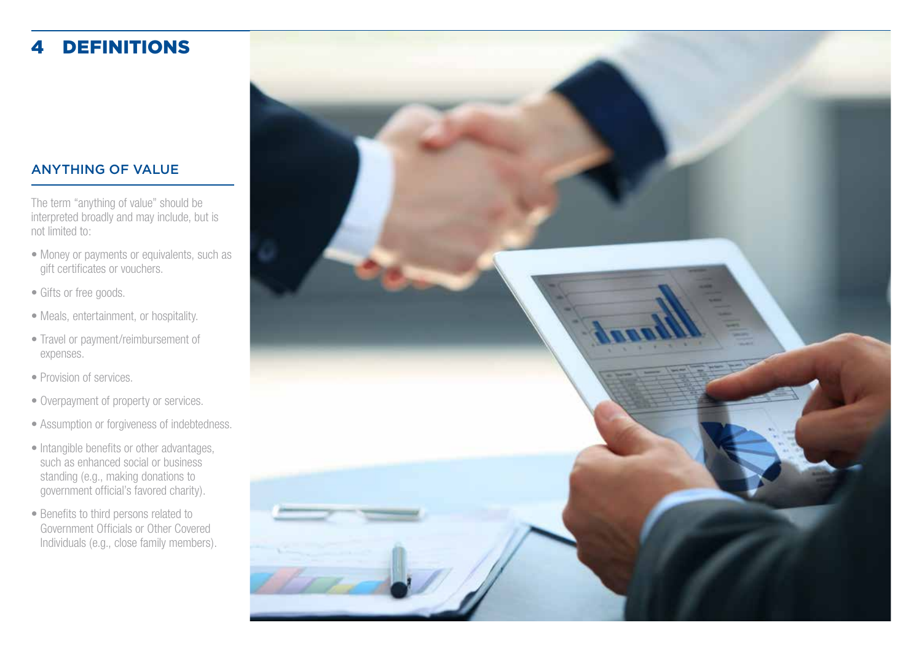# 4 DEFINITIONS

## ANYTHING OF VALUE

The term "anything of value" should be interpreted broadly and may include, but is not limited to:

- Money or payments or equivalents, such as gift certificates or vouchers.
- Gifts or free goods.
- Meals, entertainment, or hospitality.
- Travel or payment/reimbursement of expenses.
- Provision of services.
- Overpayment of property or services.
- Assumption or forgiveness of indebtedness.
- Intangible benefits or other advantages, such as enhanced social or business standing (e.g., making donations to government official's favored charity).
- Benefits to third persons related to Government Officials or Other Covered Individuals (e.g., close family members).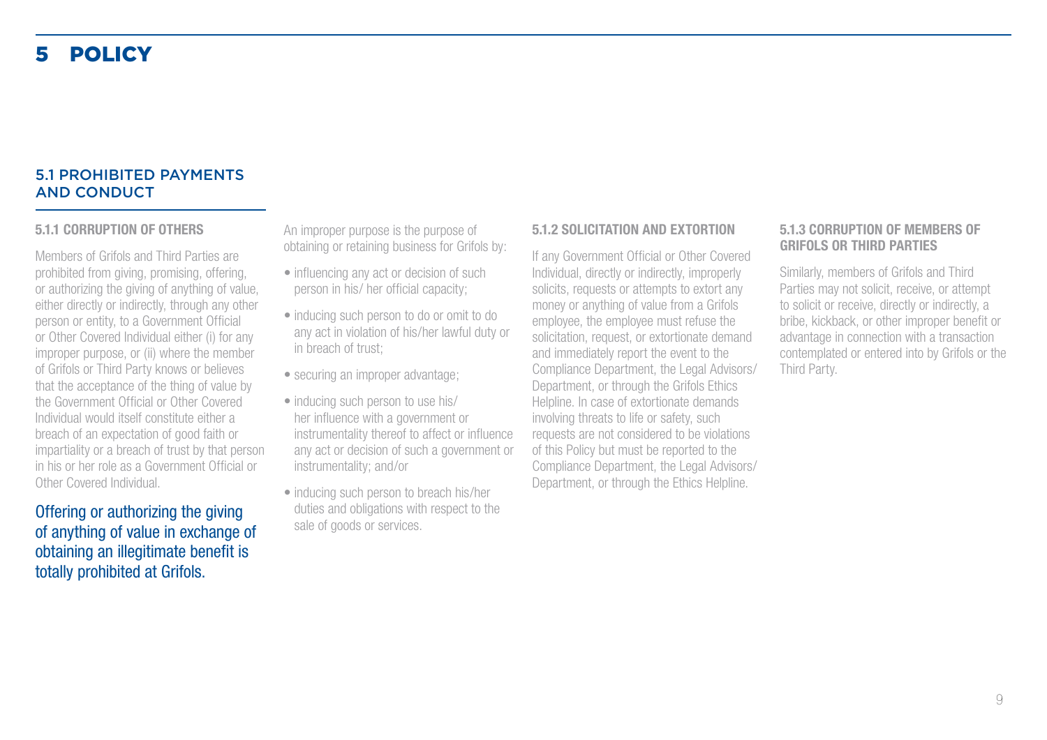# 5 POLICY

## 5.1 PROHIBITED PAYMENTS AND CONDUCT

### 5.1.1 CORRUPTION OF OTHERS

Members of Grifols and Third Parties are prohibited from giving, promising, offering, or authorizing the giving of anything of value, either directly or indirectly, through any other person or entity, to a Government Official or Other Covered Individual either (i) for any improper purpose, or (ii) where the member of Grifols or Third Party knows or believes that the acceptance of the thing of value by the Government Official or Other Covered Individual would itself constitute either a breach of an expectation of good faith or impartiality or a breach of trust by that person in his or her role as a Government Official or Other Covered Individual.

Offering or authorizing the giving of anything of value in exchange of obtaining an illegitimate benefit is totally prohibited at Grifols.

An improper purpose is the purpose of obtaining or retaining business for Grifols by:

- influencing any act or decision of such person in his/ her official capacity;
- inducing such person to do or omit to do any act in violation of his/her lawful duty or in breach of trust;
- securing an improper advantage;
- inducing such person to use his/ her influence with a government or instrumentality thereof to affect or influence any act or decision of such a government or instrumentality; and/or
- inducing such person to breach his/her duties and obligations with respect to the sale of goods or services.

### 5.1.2 SOLICITATION AND EXTORTION

If any Government Official or Other Covered Individual, directly or indirectly, improperly solicits, requests or attempts to extort any money or anything of value from a Grifols employee, the employee must refuse the solicitation, request, or extortionate demand and immediately report the event to the Compliance Department, the Legal Advisors/ Department, or through the Grifols Ethics Helpline. In case of extortionate demands involving threats to life or safety, such requests are not considered to be violations of this Policy but must be reported to the Compliance Department, the Legal Advisors/ Department, or through the Ethics Helpline.

### 5.1.3 CORRUPTION OF MEMBERS OF GRIFOLS OR THIRD PARTIES

Similarly, members of Grifols and Third Parties may not solicit, receive, or attempt to solicit or receive, directly or indirectly, a bribe, kickback, or other improper benefit or advantage in connection with a transaction contemplated or entered into by Grifols or the Third Party.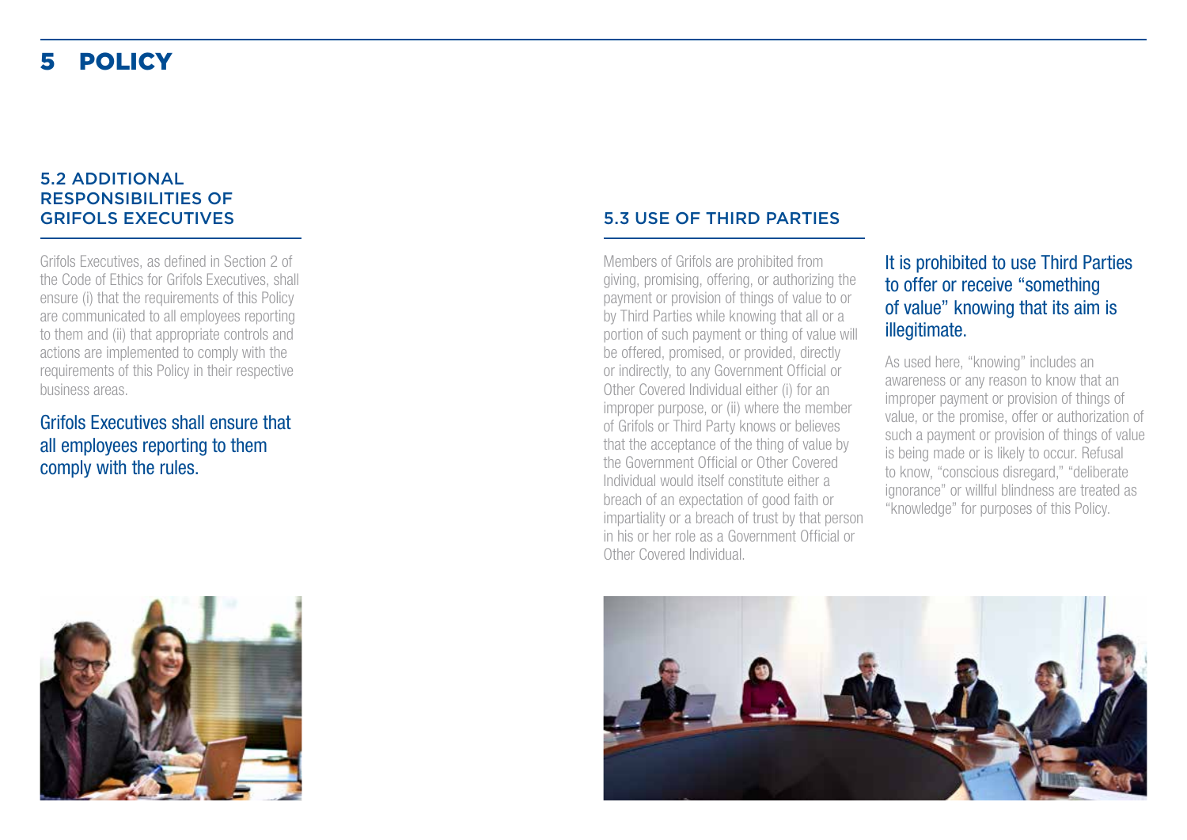# 5 POLICY

## 5.2 ADDITIONAL RESPONSIBILITIES OF GRIFOLS EXECUTIVES

Grifols Executives, as defined in Section 2 of the Code of Ethics for Grifols Executives, shall ensure (i) that the requirements of this Policy are communicated to all employees reporting to them and (ii) that appropriate controls and actions are implemented to comply with the requirements of this Policy in their respective business areas.

Grifols Executives shall ensure that all employees reporting to them comply with the rules.

## 5.3 USE OF THIRD PARTIES

Members of Grifols are prohibited from giving, promising, offering, or authorizing the payment or provision of things of value to or by Third Parties while knowing that all or a portion of such payment or thing of value will be offered, promised, or provided, directly or indirectly, to any Government Official or Other Covered Individual either (i) for an improper purpose, or (ii) where the member of Grifols or Third Party knows or believes that the acceptance of the thing of value by the Government Official or Other Covered Individual would itself constitute either a breach of an expectation of good faith or impartiality or a breach of trust by that person in his or her role as a Government Official or Other Covered Individual.

It is prohibited to use Third Parties to offer or receive "something of value" knowing that its aim is illegitimate.

As used here, "knowing" includes an awareness or any reason to know that an improper payment or provision of things of value, or the promise, offer or authorization of such a payment or provision of things of value is being made or is likely to occur. Refusal to know, "conscious disregard," "deliberate ignorance" or willful blindness are treated as "knowledge" for purposes of this Policy.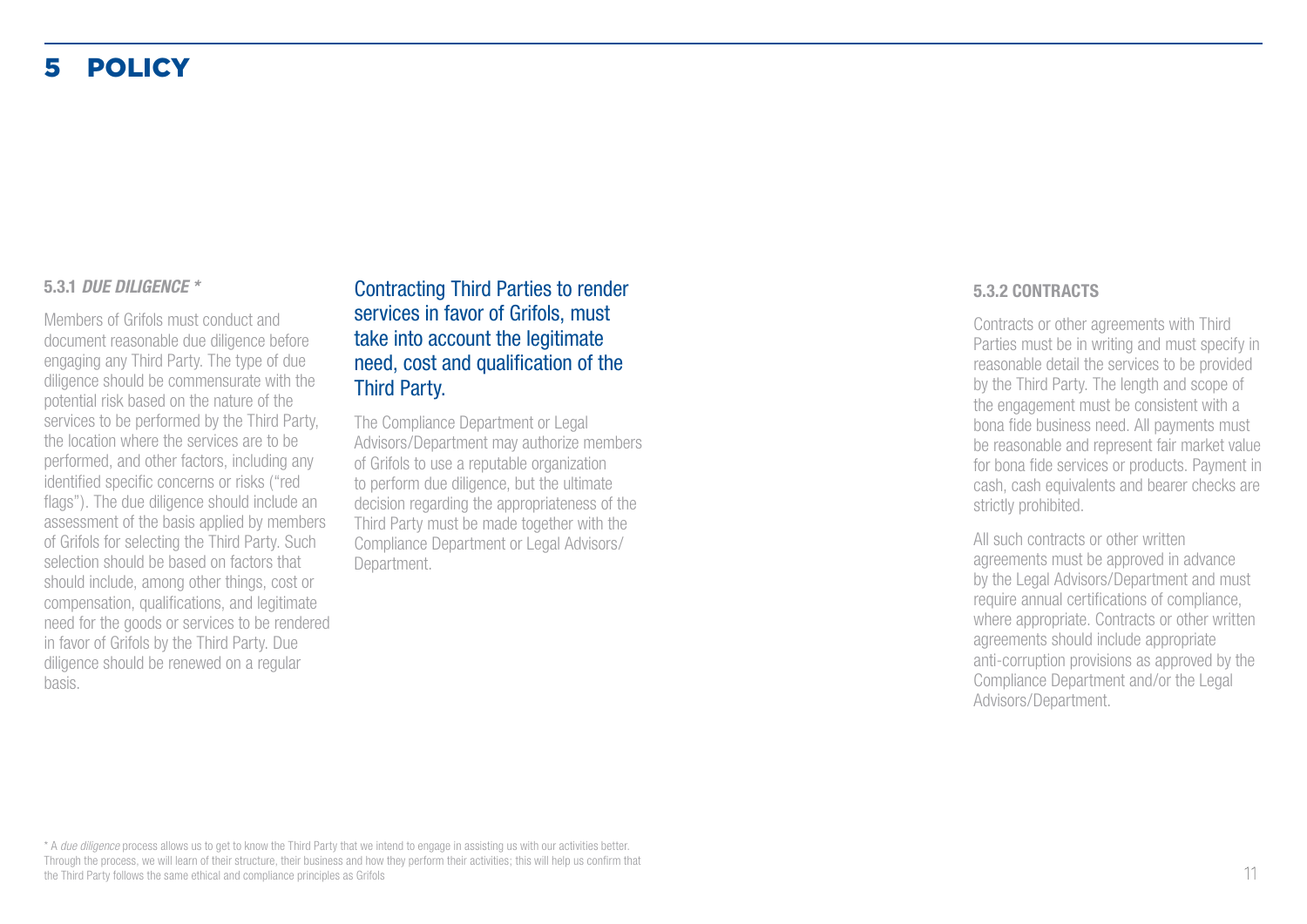# 5 POLICY

### 5.3.1 *DUE DILIGENCE* *

Members of Grifols must conduct and document reasonable due diligence before engaging any Third Party. The type of due diligence should be commensurate with the potential risk based on the nature of the services to be performed by the Third Party, the location where the services are to be performed, and other factors, including any identified specific concerns or risks ("red flags"). The due diligence should include an assessment of the basis applied by members of Grifols for selecting the Third Party. Such selection should be based on factors that should include, among other things, cost or compensation, qualifications, and legitimate need for the goods or services to be rendered in favor of Grifols by the Third Party. Due diligence should be renewed on a regular basis.

**Contracting Third Parties to render services in favor of Grifols, must take into account the legitimate need, cost and qualification of the Third Party.**

The Compliance Department or Legal Advisors/Department may authorize members of Grifols to use a reputable organization to perform due diligence, but the ultimate decision regarding the appropriateness of the Third Party must be made together with the Compliance Department or Legal Advisors/ Department.

### 5.3.2 CONTRACTS

Contracts or other agreements with Third Parties must be in writing and must specify in reasonable detail the services to be provided by the Third Party. The length and scope of the engagement must be consistent with a bona fide business need. All payments must be reasonable and represent fair market value for bona fide services or products. Payment in cash, cash equivalents and bearer checks are strictly prohibited.

All such contracts or other written agreements must be approved in advance by the Legal Advisors/Department and must require annual certifications of compliance, where appropriate. Contracts or other written agreements should include appropriate anti-corruption provisions as approved by the Compliance Department and/or the Legal Advisors/Department.

* A *due diligence* process allows us to get to know the Third Party that we intend to engage in assisting us with our activities better. Through the process, we will learn of their structure, their business and how they perform their activities; this will help us confirm that the Third Party follows the same ethical and compliance principles as Grifols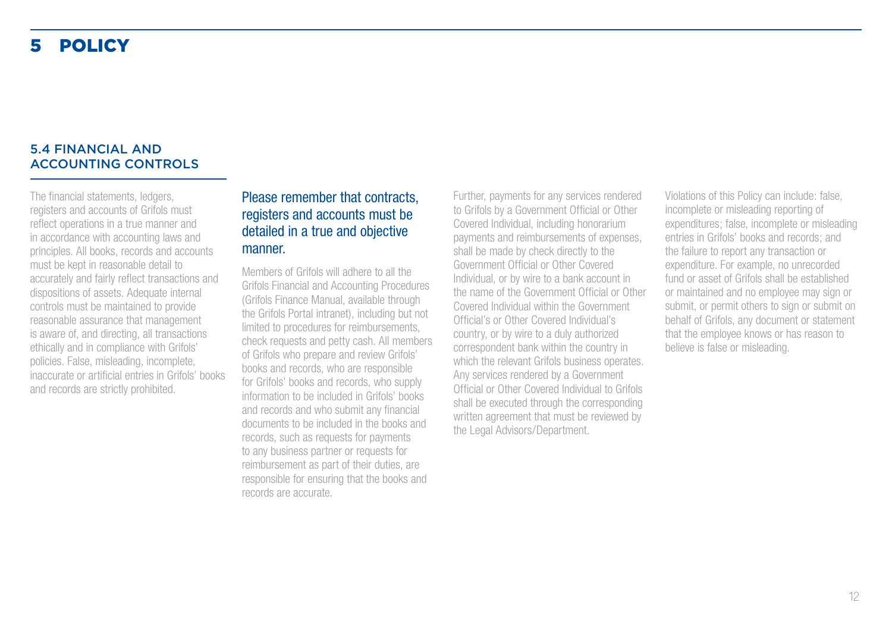# 5 POLICY

## 5.4 FINANCIAL AND ACCOUNTING CONTROLS

The financial statements, ledgers, registers and accounts of Grifols must reflect operations in a true manner and in accordance with accounting laws and principles. All books, records and accounts must be kept in reasonable detail to accurately and fairly reflect transactions and dispositions of assets. Adequate internal controls must be maintained to provide reasonable assurance that management is aware of, and directing, all transactions ethically and in compliance with Grifols' policies. False, misleading, incomplete, inaccurate or artificial entries in Grifols' books and records are strictly prohibited.

**Please remember that contracts, registers and accounts must be detailed in a true and objective manner.**

Members of Grifols will adhere to all the Grifols Financial and Accounting Procedures (Grifols Finance Manual, available through the Grifols Portal intranet), including but not limited to procedures for reimbursements, check requests and petty cash. All members of Grifols who prepare and review Grifols' books and records, who are responsible for Grifols' books and records, who supply information to be included in Grifols' books and records and who submit any financial documents to be included in the books and records, such as requests for payments to any business partner or requests for reimbursement as part of their duties, are responsible for ensuring that the books and records are accurate.

Further, payments for any services rendered to Grifols by a Government Official or Other Covered Individual, including honorarium payments and reimbursements of expenses, shall be made by check directly to the Government Official or Other Covered Individual, or by wire to a bank account in the name of the Government Official or Other Covered Individual within the Government Official's or Other Covered Individual's country, or by wire to a duly authorized correspondent bank within the country in which the relevant Grifols business operates. Any services rendered by a Government Official or Other Covered Individual to Grifols shall be executed through the corresponding written agreement that must be reviewed by the Legal Advisors/Department.

Violations of this Policy can include: false, incomplete or misleading reporting of expenditures; false, incomplete or misleading entries in Grifols' books and records; and the failure to report any transaction or expenditure. For example, no unrecorded fund or asset of Grifols shall be established or maintained and no employee may sign or submit, or permit others to sign or submit on behalf of Grifols, any document or statement that the employee knows or has reason to believe is false or misleading.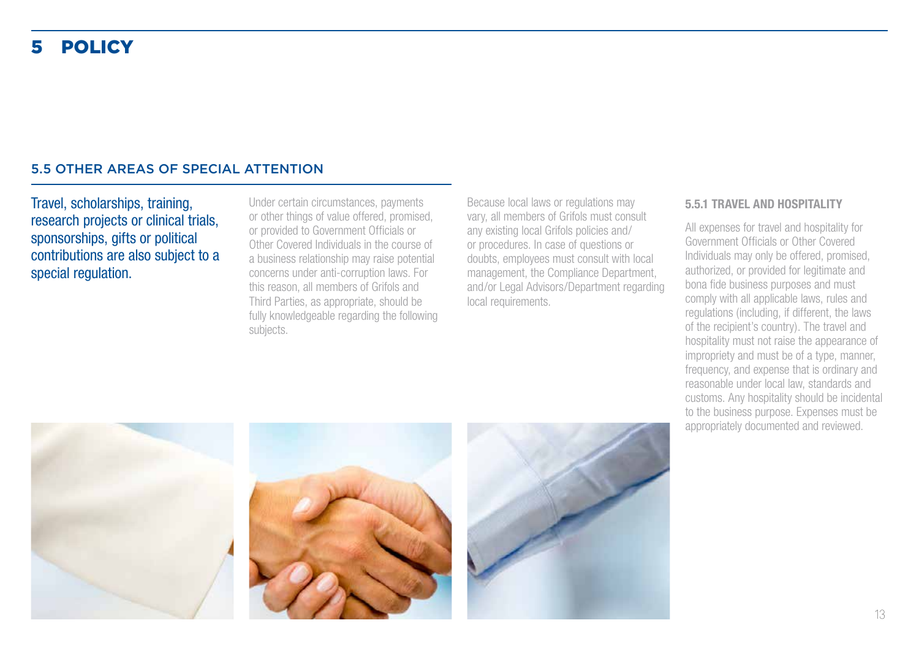# 5 POLICY

## 5.5 OTHER AREAS OF SPECIAL ATTENTION

Travel, scholarships, training, research projects or clinical trials, sponsorships, gifts or political contributions are also subject to a special regulation.

Under certain circumstances, payments or other things of value offered, promised, or provided to Government Officials or Other Covered Individuals in the course of a business relationship may raise potential concerns under anti-corruption laws. For this reason, all members of Grifols and Third Parties, as appropriate, should be fully knowledgeable regarding the following subjects.

Because local laws or regulations may vary, all members of Grifols must consult any existing local Grifols policies and/or procedures. In case of questions or doubts, employees must consult with local management, the Compliance Department, and/or Legal Advisors/Department regarding local requirements.

### 5.5.1 TRAVEL AND HOSPITALITY

All expenses for travel and hospitality for Government Officials or Other Covered Individuals may only be offered, promised, authorized, or provided for legitimate and bona fide business purposes and must comply with all applicable laws, rules and regulations (including, if different, the laws of the recipient's country). The travel and hospitality must not raise the appearance of impropriety and must be of a type, manner, frequency, and expense that is ordinary and reasonable under local law, standards and customs. Any hospitality should be incidental to the business purpose. Expenses must be appropriately documented and reviewed.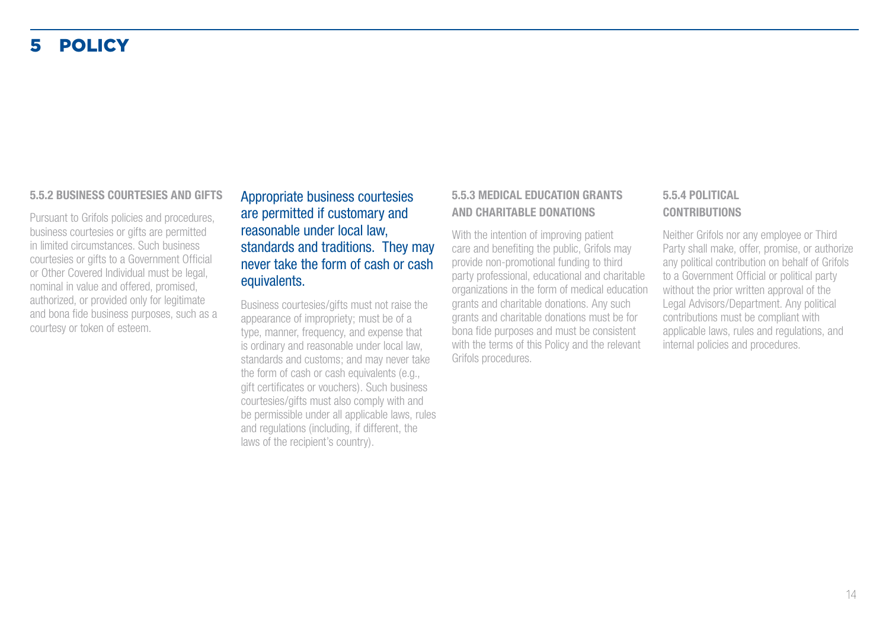# 5 POLICY

### 5.5.2 BUSINESS COURTESIES AND GIFTS

Pursuant to Grifols policies and procedures, business courtesies or gifts are permitted in limited circumstances. Such business courtesies or gifts to a Government Official or Other Covered Individual must be legal, nominal in value and offered, promised, authorized, or provided only for legitimate and bona fide business purposes, such as a courtesy or token of esteem.

**Appropriate business courtesies are permitted if customary and reasonable under local law, standards and traditions. They may never take the form of cash or cash equivalents.**

Business courtesies/gifts must not raise the appearance of impropriety; must be of a type, manner, frequency, and expense that is ordinary and reasonable under local law, standards and customs; and may never take the form of cash or cash equivalents (e.g., gift certificates or vouchers). Such business courtesies/gifts must also comply with and be permissible under all applicable laws, rules and regulations (including, if different, the laws of the recipient's country).

### 5.5.3 MEDICAL EDUCATION GRANTS AND CHARITABLE DONATIONS

With the intention of improving patient care and benefiting the public, Grifols may provide non-promotional funding to third party professional, educational and charitable organizations in the form of medical education grants and charitable donations. Any such grants and charitable donations must be for bona fide purposes and must be consistent with the terms of this Policy and the relevant Grifols procedures.

### 5.5.4 POLITICAL CONTRIBUTIONS

Neither Grifols nor any employee or Third Party shall make, offer, promise, or authorize any political contribution on behalf of Grifols to a Government Official or political party without the prior written approval of the Legal Advisors/Department. Any political contributions must be compliant with applicable laws, rules and regulations, and internal policies and procedures.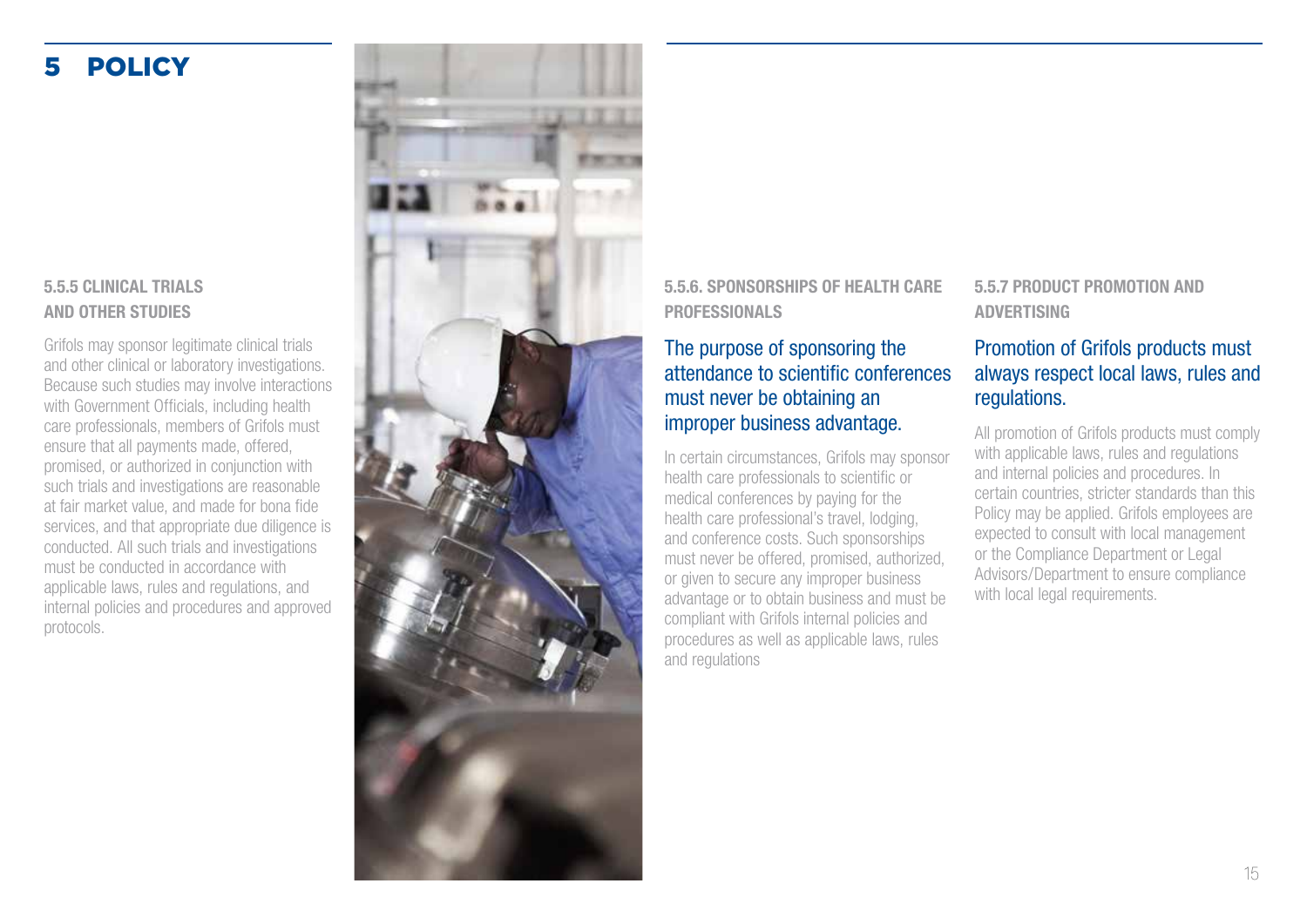# 5 POLICY

### 5.5.5 CLINICAL TRIALS AND OTHER STUDIES

Grifols may sponsor legitimate clinical trials and other clinical or laboratory investigations. Because such studies may involve interactions with Government Officials, including health care professionals, members of Grifols must ensure that all payments made, offered, promised, or authorized in conjunction with such trials and investigations are reasonable at fair market value, and made for bona fide services, and that appropriate due diligence is conducted. All such trials and investigations must be conducted in accordance with applicable laws, rules and regulations, and internal policies and procedures and approved protocols.

### 5.5.6. SPONSORSHIPS OF HEALTH CARE PROFESSIONALS

**The purpose of sponsoring the attendance to scientific conferences must never be obtaining an improper business advantage.**

In certain circumstances, Grifols may sponsor health care professionals to scientific or medical conferences by paying for the health care professional's travel, lodging, and conference costs. Such sponsorships must never be offered, promised, authorized, or given to secure any improper business advantage or to obtain business and must be compliant with Grifols internal policies and procedures as well as applicable laws, rules and regulations

### 5.5.7 PRODUCT PROMOTION AND ADVERTISING

**Promotion of Grifols products must always respect local laws, rules and regulations.**

All promotion of Grifols products must comply with applicable laws, rules and regulations and internal policies and procedures. In certain countries, stricter standards than this Policy may be applied. Grifols employees are expected to consult with local management or the Compliance Department or Legal Advisors/Department to ensure compliance with local legal requirements.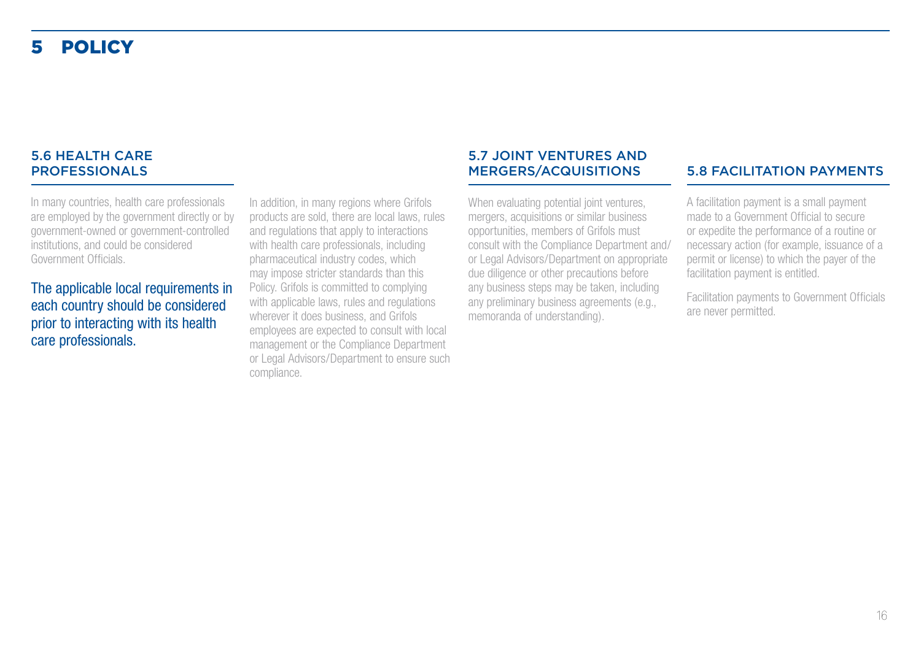# 5 POLICY

## 5.6 HEALTH CARE PROFESSIONALS

In many countries, health care professionals are employed by the government directly or by government-owned or government-controlled institutions, and could be considered Government Officials.

**The applicable local requirements in each country should be considered prior to interacting with its health care professionals.**

In addition, in many regions where Grifols products are sold, there are local laws, rules and regulations that apply to interactions with health care professionals, including pharmaceutical industry codes, which may impose stricter standards than this Policy. Grifols is committed to complying with applicable laws, rules and regulations wherever it does business, and Grifols employees are expected to consult with local management or the Compliance Department or Legal Advisors/Department to ensure such compliance.

## 5.7 JOINT VENTURES AND MERGERS/ACQUISITIONS

When evaluating potential joint ventures, mergers, acquisitions or similar business opportunities, members of Grifols must consult with the Compliance Department and/or Legal Advisors/Department on appropriate due diligence or other precautions before any business steps may be taken, including any preliminary business agreements (e.g., memoranda of understanding).

## 5.8 FACILITATION PAYMENTS

A facilitation payment is a small payment made to a Government Official to secure or expedite the performance of a routine or necessary action (for example, issuance of a permit or license) to which the payer of the facilitation payment is entitled.

Facilitation payments to Government Officials are never permitted.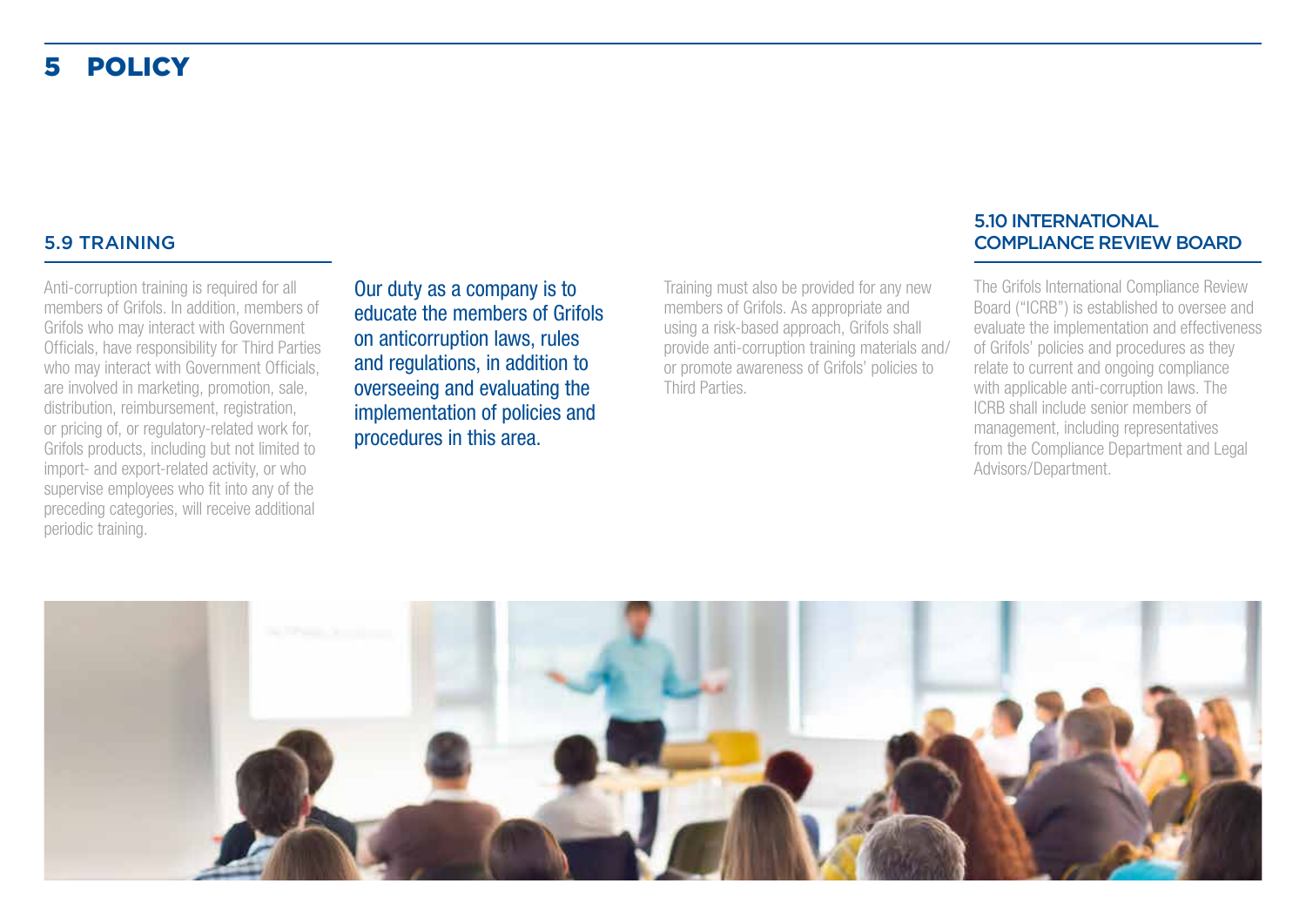# 5 POLICY

## 5.9 TRAINING

Anti-corruption training is required for all members of Grifols. In addition, members of Grifols who may interact with Government Officials, have responsibility for Third Parties who may interact with Government Officials, are involved in marketing, promotion, sale, distribution, reimbursement, registration, or pricing of, or regulatory-related work for, Grifols products, including but not limited to import- and export-related activity, or who supervise employees who fit into any of the preceding categories, will receive additional periodic training.

Our duty as a company is to educate the members of Grifols on anticorruption laws, rules and regulations, in addition to overseeing and evaluating the implementation of policies and procedures in this area.

Training must also be provided for any new members of Grifols. As appropriate and using a risk-based approach, Grifols shall provide anti-corruption training materials and/or promote awareness of Grifols' policies to Third Parties.

## 5.10 INTERNATIONAL COMPLIANCE REVIEW BOARD

The Grifols International Compliance Review Board ("ICRB") is established to oversee and evaluate the implementation and effectiveness of Grifols' policies and procedures as they relate to current and ongoing compliance with applicable anti-corruption laws. The ICRB shall include senior members of management, including representatives from the Compliance Department and Legal Advisors/Department.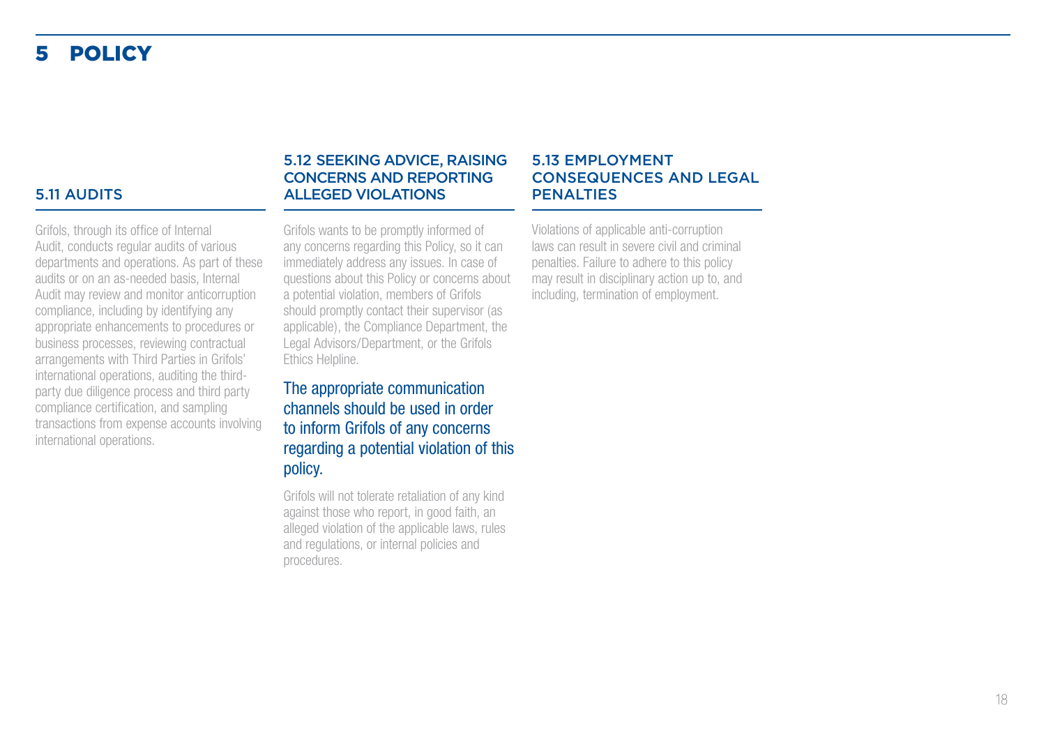# 5 POLICY

## 5.11 AUDITS

Grifols, through its office of Internal Audit, conducts regular audits of various departments and operations. As part of these audits or on an as-needed basis, Internal Audit may review and monitor anticorruption compliance, including by identifying any appropriate enhancements to procedures or business processes, reviewing contractual arrangements with Third Parties in Grifols' international operations, auditing the third-party due diligence process and third party compliance certification, and sampling transactions from expense accounts involving international operations.

## 5.12 SEEKING ADVICE, RAISING CONCERNS AND REPORTING ALLEGED VIOLATIONS

Grifols wants to be promptly informed of any concerns regarding this Policy, so it can immediately address any issues. In case of questions about this Policy or concerns about a potential violation, members of Grifols should promptly contact their supervisor (as applicable), the Compliance Department, the Legal Advisors/Department, or the Grifols Ethics Helpline.

**The appropriate communication channels should be used in order to inform Grifols of any concerns regarding a potential violation of this policy.**

Grifols will not tolerate retaliation of any kind against those who report, in good faith, an alleged violation of the applicable laws, rules and regulations, or internal policies and procedures.

## 5.13 EMPLOYMENT CONSEQUENCES AND LEGAL PENALTIES

Violations of applicable anti-corruption laws can result in severe civil and criminal penalties. Failure to adhere to this policy may result in disciplinary action up to, and including, termination of employment.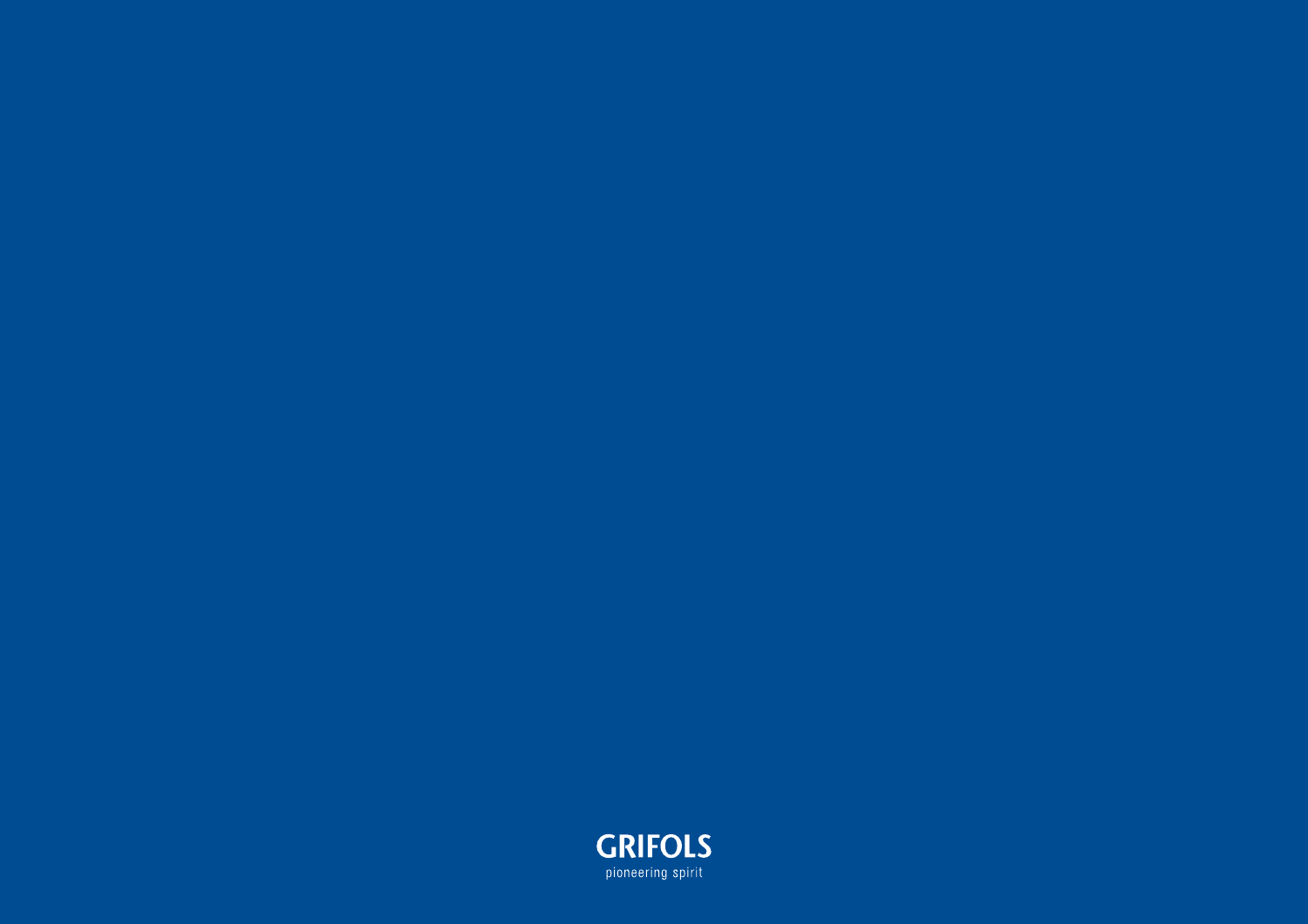GRIFOLS

pioneering spirit